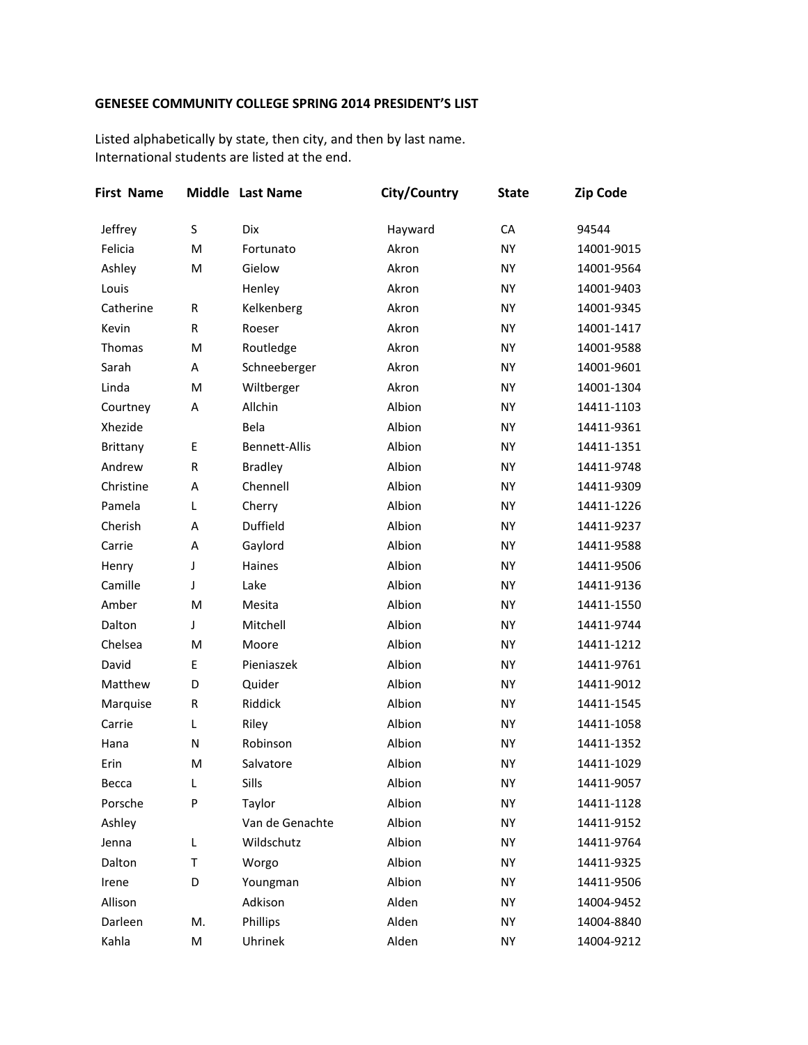**GENESEE COMMUNITY COLLEGE SPRING 2014 PRESIDENT'S LIST**

Listed alphabetically by state, then city, and then by last name.
International students are listed at the end.

| First Name | Middle | Last Name | City/Country | State | Zip Code |
|---|---|---|---|---|---|
| Jeffrey | S | Dix | Hayward | CA | 94544 |
| Felicia | M | Fortunato | Akron | NY | 14001-9015 |
| Ashley | M | Gielow | Akron | NY | 14001-9564 |
| Louis | | Henley | Akron | NY | 14001-9403 |
| Catherine | R | Kelkenberg | Akron | NY | 14001-9345 |
| Kevin | R | Roeser | Akron | NY | 14001-1417 |
| Thomas | M | Routledge | Akron | NY | 14001-9588 |
| Sarah | A | Schneeberger | Akron | NY | 14001-9601 |
| Linda | M | Wiltberger | Akron | NY | 14001-1304 |
| Courtney | A | Allchin | Albion | NY | 14411-1103 |
| Xhezide | | Bela | Albion | NY | 14411-9361 |
| Brittany | E | Bennett-Allis | Albion | NY | 14411-1351 |
| Andrew | R | Bradley | Albion | NY | 14411-9748 |
| Christine | A | Chennell | Albion | NY | 14411-9309 |
| Pamela | L | Cherry | Albion | NY | 14411-1226 |
| Cherish | A | Duffield | Albion | NY | 14411-9237 |
| Carrie | A | Gaylord | Albion | NY | 14411-9588 |
| Henry | J | Haines | Albion | NY | 14411-9506 |
| Camille | J | Lake | Albion | NY | 14411-9136 |
| Amber | M | Mesita | Albion | NY | 14411-1550 |
| Dalton | J | Mitchell | Albion | NY | 14411-9744 |
| Chelsea | M | Moore | Albion | NY | 14411-1212 |
| David | E | Pieniaszek | Albion | NY | 14411-9761 |
| Matthew | D | Quider | Albion | NY | 14411-9012 |
| Marquise | R | Riddick | Albion | NY | 14411-1545 |
| Carrie | L | Riley | Albion | NY | 14411-1058 |
| Hana | N | Robinson | Albion | NY | 14411-1352 |
| Erin | M | Salvatore | Albion | NY | 14411-1029 |
| Becca | L | Sills | Albion | NY | 14411-9057 |
| Porsche | P | Taylor | Albion | NY | 14411-1128 |
| Ashley | | Van de Genachte | Albion | NY | 14411-9152 |
| Jenna | L | Wildschutz | Albion | NY | 14411-9764 |
| Dalton | T | Worgo | Albion | NY | 14411-9325 |
| Irene | D | Youngman | Albion | NY | 14411-9506 |
| Allison | | Adkison | Alden | NY | 14004-9452 |
| Darleen | M. | Phillips | Alden | NY | 14004-8840 |
| Kahla | M | Uhrinek | Alden | NY | 14004-9212 |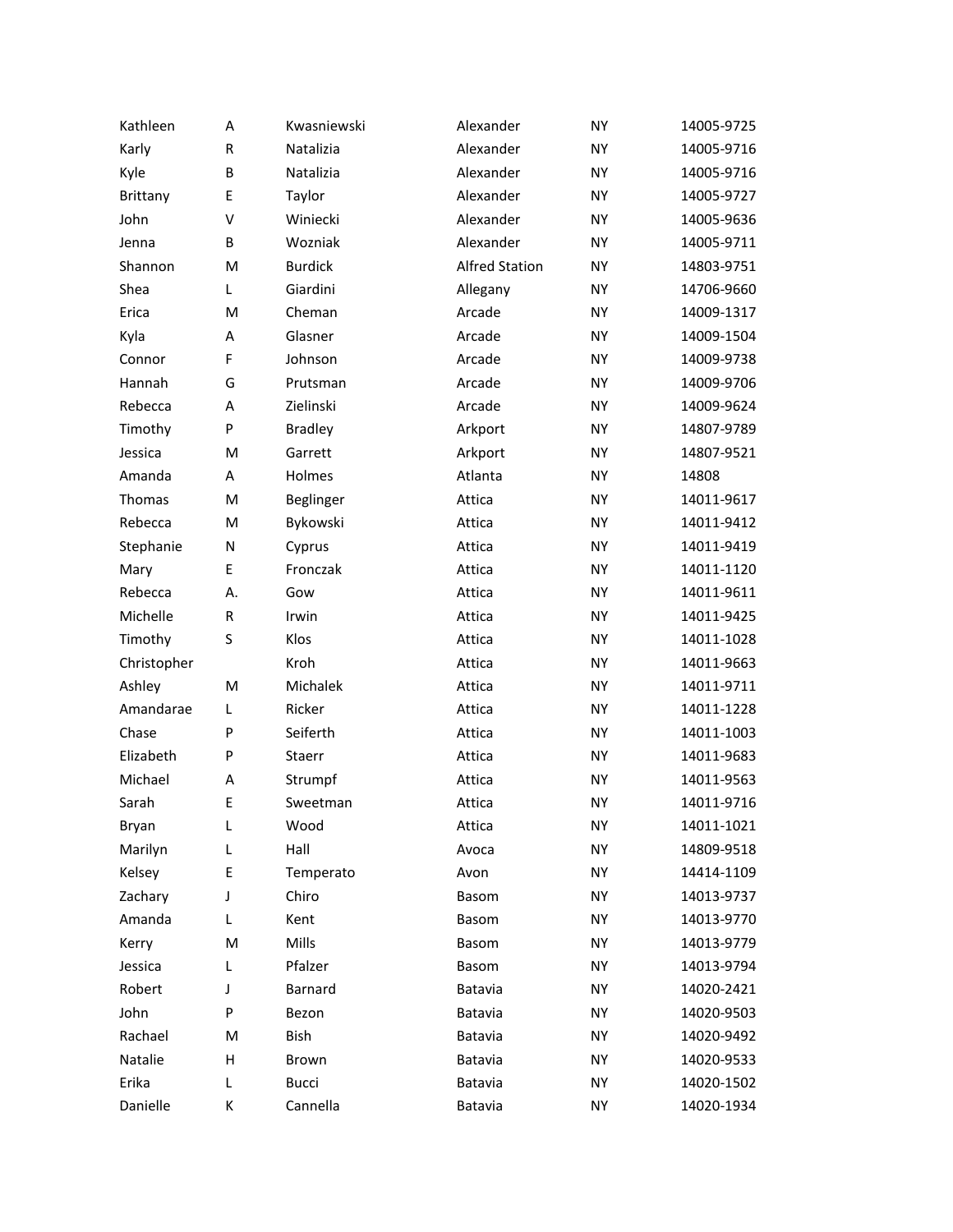| | | | | | |
|---|---|---|---|---|---|
| Kathleen | A | Kwasniewski | Alexander | NY | 14005-9725 |
| Karly | R | Natalizia | Alexander | NY | 14005-9716 |
| Kyle | B | Natalizia | Alexander | NY | 14005-9716 |
| Brittany | E | Taylor | Alexander | NY | 14005-9727 |
| John | V | Winiecki | Alexander | NY | 14005-9636 |
| Jenna | B | Wozniak | Alexander | NY | 14005-9711 |
| Shannon | M | Burdick | Alfred Station | NY | 14803-9751 |
| Shea | L | Giardini | Allegany | NY | 14706-9660 |
| Erica | M | Cheman | Arcade | NY | 14009-1317 |
| Kyla | A | Glasner | Arcade | NY | 14009-1504 |
| Connor | F | Johnson | Arcade | NY | 14009-9738 |
| Hannah | G | Prutsman | Arcade | NY | 14009-9706 |
| Rebecca | A | Zielinski | Arcade | NY | 14009-9624 |
| Timothy | P | Bradley | Arkport | NY | 14807-9789 |
| Jessica | M | Garrett | Arkport | NY | 14807-9521 |
| Amanda | A | Holmes | Atlanta | NY | 14808 |
| Thomas | M | Beglinger | Attica | NY | 14011-9617 |
| Rebecca | M | Bykowski | Attica | NY | 14011-9412 |
| Stephanie | N | Cyprus | Attica | NY | 14011-9419 |
| Mary | E | Fronczak | Attica | NY | 14011-1120 |
| Rebecca | A. | Gow | Attica | NY | 14011-9611 |
| Michelle | R | Irwin | Attica | NY | 14011-9425 |
| Timothy | S | Klos | Attica | NY | 14011-1028 |
| Christopher | | Kroh | Attica | NY | 14011-9663 |
| Ashley | M | Michalek | Attica | NY | 14011-9711 |
| Amandarae | L | Ricker | Attica | NY | 14011-1228 |
| Chase | P | Seiferth | Attica | NY | 14011-1003 |
| Elizabeth | P | Staerr | Attica | NY | 14011-9683 |
| Michael | A | Strumpf | Attica | NY | 14011-9563 |
| Sarah | E | Sweetman | Attica | NY | 14011-9716 |
| Bryan | L | Wood | Attica | NY | 14011-1021 |
| Marilyn | L | Hall | Avoca | NY | 14809-9518 |
| Kelsey | E | Temperato | Avon | NY | 14414-1109 |
| Zachary | J | Chiro | Basom | NY | 14013-9737 |
| Amanda | L | Kent | Basom | NY | 14013-9770 |
| Kerry | M | Mills | Basom | NY | 14013-9779 |
| Jessica | L | Pfalzer | Basom | NY | 14013-9794 |
| Robert | J | Barnard | Batavia | NY | 14020-2421 |
| John | P | Bezon | Batavia | NY | 14020-9503 |
| Rachael | M | Bish | Batavia | NY | 14020-9492 |
| Natalie | H | Brown | Batavia | NY | 14020-9533 |
| Erika | L | Bucci | Batavia | NY | 14020-1502 |
| Danielle | K | Cannella | Batavia | NY | 14020-1934 |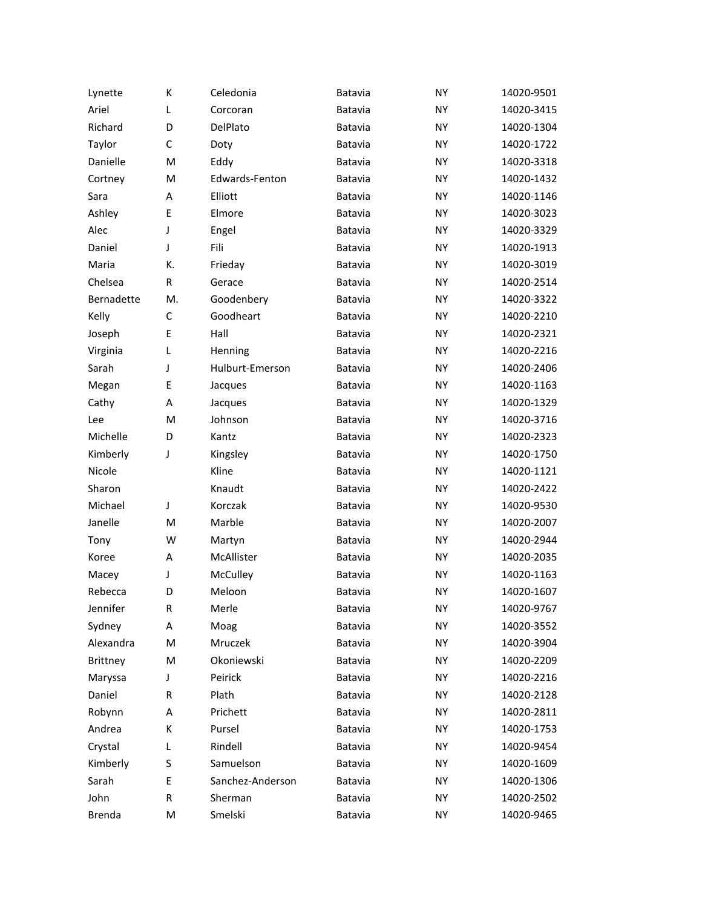| | | | | | |
|---|---|---|---|---|---|
| Lynette | K | Celedonia | Batavia | NY | 14020-9501 |
| Ariel | L | Corcoran | Batavia | NY | 14020-3415 |
| Richard | D | DelPlato | Batavia | NY | 14020-1304 |
| Taylor | C | Doty | Batavia | NY | 14020-1722 |
| Danielle | M | Eddy | Batavia | NY | 14020-3318 |
| Cortney | M | Edwards-Fenton | Batavia | NY | 14020-1432 |
| Sara | A | Elliott | Batavia | NY | 14020-1146 |
| Ashley | E | Elmore | Batavia | NY | 14020-3023 |
| Alec | J | Engel | Batavia | NY | 14020-3329 |
| Daniel | J | Fili | Batavia | NY | 14020-1913 |
| Maria | K. | Frieday | Batavia | NY | 14020-3019 |
| Chelsea | R | Gerace | Batavia | NY | 14020-2514 |
| Bernadette | M. | Goodenbery | Batavia | NY | 14020-3322 |
| Kelly | C | Goodheart | Batavia | NY | 14020-2210 |
| Joseph | E | Hall | Batavia | NY | 14020-2321 |
| Virginia | L | Henning | Batavia | NY | 14020-2216 |
| Sarah | J | Hulburt-Emerson | Batavia | NY | 14020-2406 |
| Megan | E | Jacques | Batavia | NY | 14020-1163 |
| Cathy | A | Jacques | Batavia | NY | 14020-1329 |
| Lee | M | Johnson | Batavia | NY | 14020-3716 |
| Michelle | D | Kantz | Batavia | NY | 14020-2323 |
| Kimberly | J | Kingsley | Batavia | NY | 14020-1750 |
| Nicole | | Kline | Batavia | NY | 14020-1121 |
| Sharon | | Knaudt | Batavia | NY | 14020-2422 |
| Michael | J | Korczak | Batavia | NY | 14020-9530 |
| Janelle | M | Marble | Batavia | NY | 14020-2007 |
| Tony | W | Martyn | Batavia | NY | 14020-2944 |
| Koree | A | McAllister | Batavia | NY | 14020-2035 |
| Macey | J | McCulley | Batavia | NY | 14020-1163 |
| Rebecca | D | Meloon | Batavia | NY | 14020-1607 |
| Jennifer | R | Merle | Batavia | NY | 14020-9767 |
| Sydney | A | Moag | Batavia | NY | 14020-3552 |
| Alexandra | M | Mruczek | Batavia | NY | 14020-3904 |
| Brittney | M | Okoniewski | Batavia | NY | 14020-2209 |
| Maryssa | J | Peirick | Batavia | NY | 14020-2216 |
| Daniel | R | Plath | Batavia | NY | 14020-2128 |
| Robynn | A | Prichett | Batavia | NY | 14020-2811 |
| Andrea | K | Pursel | Batavia | NY | 14020-1753 |
| Crystal | L | Rindell | Batavia | NY | 14020-9454 |
| Kimberly | S | Samuelson | Batavia | NY | 14020-1609 |
| Sarah | E | Sanchez-Anderson | Batavia | NY | 14020-1306 |
| John | R | Sherman | Batavia | NY | 14020-2502 |
| Brenda | M | Smelski | Batavia | NY | 14020-9465 |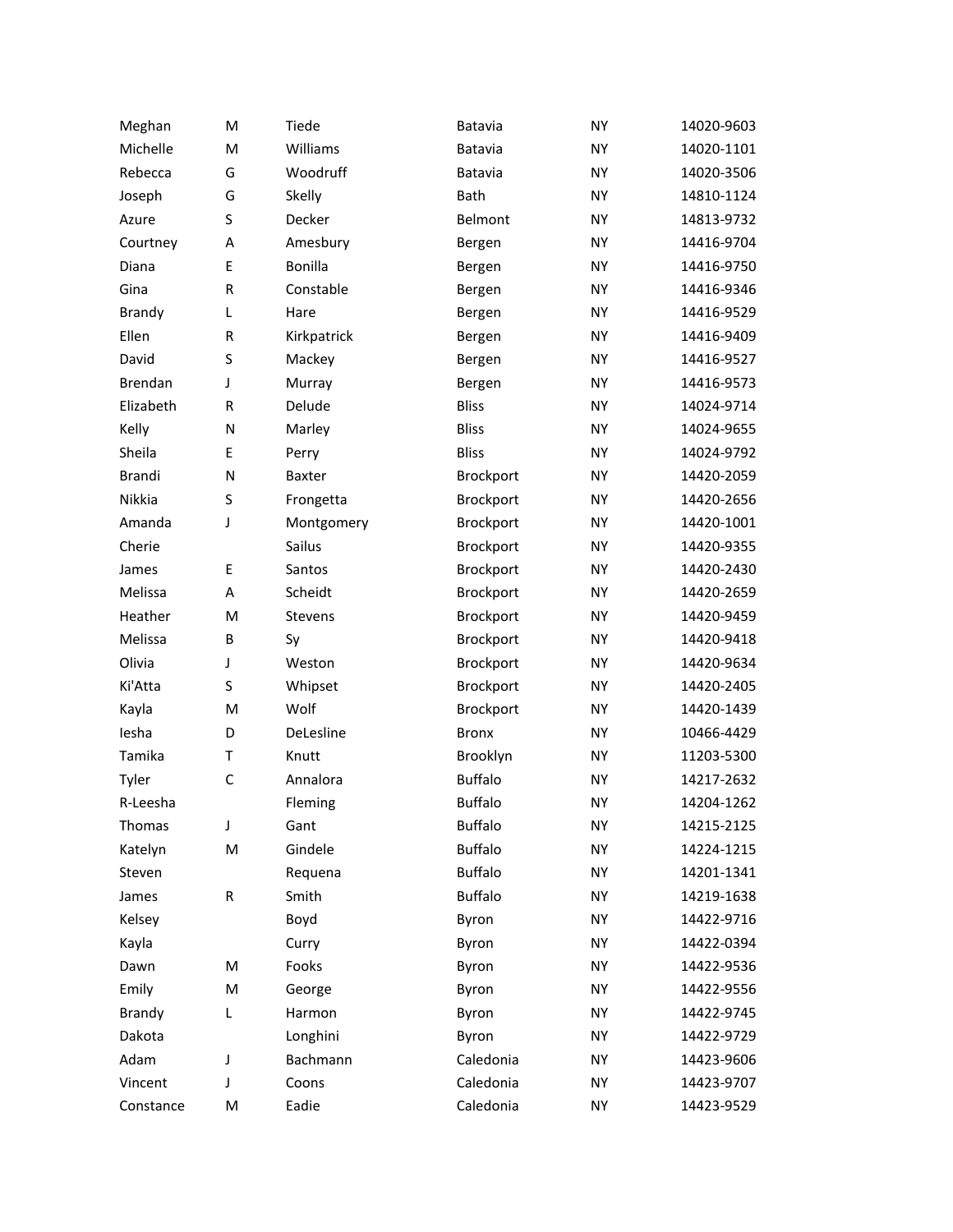| | | | | | |
|---|---|---|---|---|---|
| Meghan | M | Tiede | Batavia | NY | 14020-9603 |
| Michelle | M | Williams | Batavia | NY | 14020-1101 |
| Rebecca | G | Woodruff | Batavia | NY | 14020-3506 |
| Joseph | G | Skelly | Bath | NY | 14810-1124 |
| Azure | S | Decker | Belmont | NY | 14813-9732 |
| Courtney | A | Amesbury | Bergen | NY | 14416-9704 |
| Diana | E | Bonilla | Bergen | NY | 14416-9750 |
| Gina | R | Constable | Bergen | NY | 14416-9346 |
| Brandy | L | Hare | Bergen | NY | 14416-9529 |
| Ellen | R | Kirkpatrick | Bergen | NY | 14416-9409 |
| David | S | Mackey | Bergen | NY | 14416-9527 |
| Brendan | J | Murray | Bergen | NY | 14416-9573 |
| Elizabeth | R | Delude | Bliss | NY | 14024-9714 |
| Kelly | N | Marley | Bliss | NY | 14024-9655 |
| Sheila | E | Perry | Bliss | NY | 14024-9792 |
| Brandi | N | Baxter | Brockport | NY | 14420-2059 |
| Nikkia | S | Frongetta | Brockport | NY | 14420-2656 |
| Amanda | J | Montgomery | Brockport | NY | 14420-1001 |
| Cherie | | Sailus | Brockport | NY | 14420-9355 |
| James | E | Santos | Brockport | NY | 14420-2430 |
| Melissa | A | Scheidt | Brockport | NY | 14420-2659 |
| Heather | M | Stevens | Brockport | NY | 14420-9459 |
| Melissa | B | Sy | Brockport | NY | 14420-9418 |
| Olivia | J | Weston | Brockport | NY | 14420-9634 |
| Ki'Atta | S | Whipset | Brockport | NY | 14420-2405 |
| Kayla | M | Wolf | Brockport | NY | 14420-1439 |
| Iesha | D | DeLesline | Bronx | NY | 10466-4429 |
| Tamika | T | Knutt | Brooklyn | NY | 11203-5300 |
| Tyler | C | Annalora | Buffalo | NY | 14217-2632 |
| R-Leesha | | Fleming | Buffalo | NY | 14204-1262 |
| Thomas | J | Gant | Buffalo | NY | 14215-2125 |
| Katelyn | M | Gindele | Buffalo | NY | 14224-1215 |
| Steven | | Requena | Buffalo | NY | 14201-1341 |
| James | R | Smith | Buffalo | NY | 14219-1638 |
| Kelsey | | Boyd | Byron | NY | 14422-9716 |
| Kayla | | Curry | Byron | NY | 14422-0394 |
| Dawn | M | Fooks | Byron | NY | 14422-9536 |
| Emily | M | George | Byron | NY | 14422-9556 |
| Brandy | L | Harmon | Byron | NY | 14422-9745 |
| Dakota | | Longhini | Byron | NY | 14422-9729 |
| Adam | J | Bachmann | Caledonia | NY | 14423-9606 |
| Vincent | J | Coons | Caledonia | NY | 14423-9707 |
| Constance | M | Eadie | Caledonia | NY | 14423-9529 |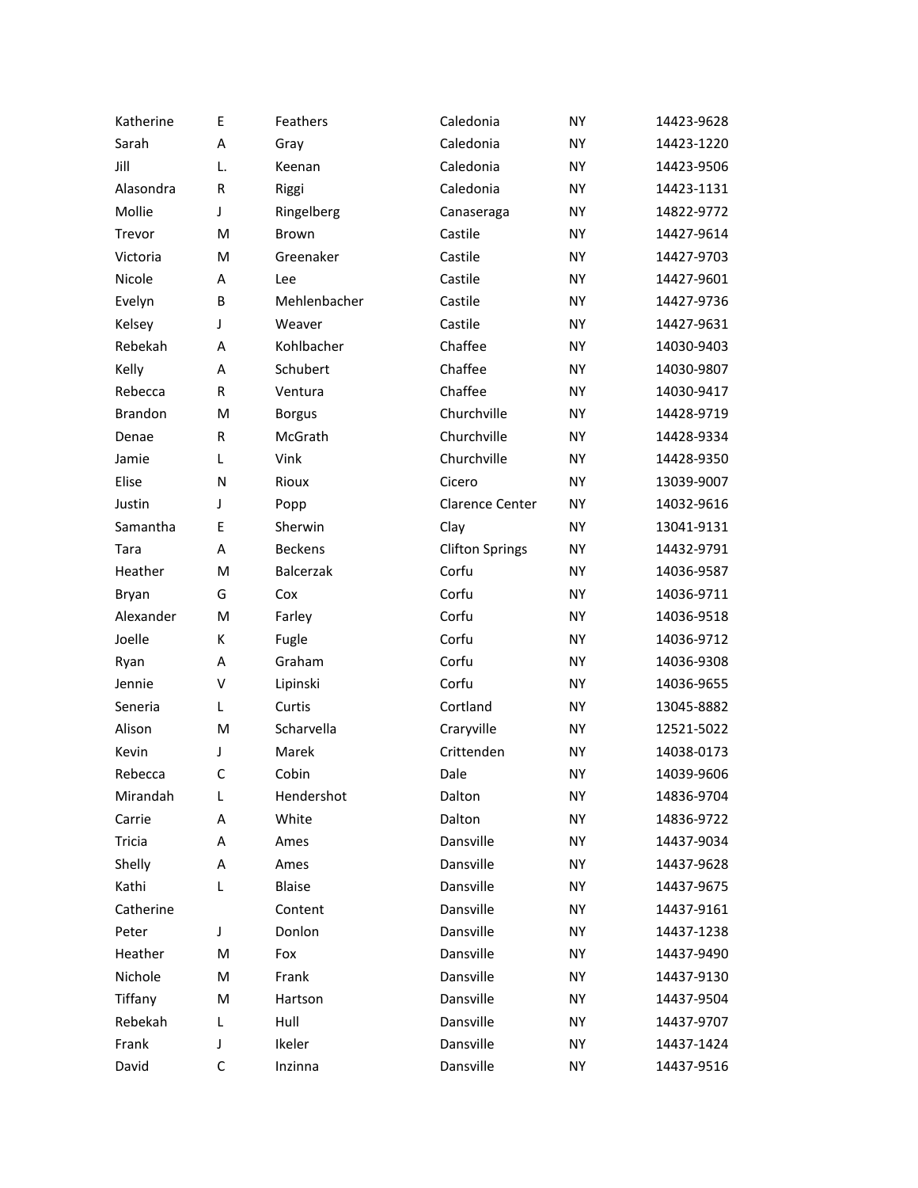| | | | | | |
|---|---|---|---|---|---|
| Katherine | E | Feathers | Caledonia | NY | 14423-9628 |
| Sarah | A | Gray | Caledonia | NY | 14423-1220 |
| Jill | L. | Keenan | Caledonia | NY | 14423-9506 |
| Alasondra | R | Riggi | Caledonia | NY | 14423-1131 |
| Mollie | J | Ringelberg | Canaseraga | NY | 14822-9772 |
| Trevor | M | Brown | Castile | NY | 14427-9614 |
| Victoria | M | Greenaker | Castile | NY | 14427-9703 |
| Nicole | A | Lee | Castile | NY | 14427-9601 |
| Evelyn | B | Mehlenbacher | Castile | NY | 14427-9736 |
| Kelsey | J | Weaver | Castile | NY | 14427-9631 |
| Rebekah | A | Kohlbacher | Chaffee | NY | 14030-9403 |
| Kelly | A | Schubert | Chaffee | NY | 14030-9807 |
| Rebecca | R | Ventura | Chaffee | NY | 14030-9417 |
| Brandon | M | Borgus | Churchville | NY | 14428-9719 |
| Denae | R | McGrath | Churchville | NY | 14428-9334 |
| Jamie | L | Vink | Churchville | NY | 14428-9350 |
| Elise | N | Rioux | Cicero | NY | 13039-9007 |
| Justin | J | Popp | Clarence Center | NY | 14032-9616 |
| Samantha | E | Sherwin | Clay | NY | 13041-9131 |
| Tara | A | Beckens | Clifton Springs | NY | 14432-9791 |
| Heather | M | Balcerzak | Corfu | NY | 14036-9587 |
| Bryan | G | Cox | Corfu | NY | 14036-9711 |
| Alexander | M | Farley | Corfu | NY | 14036-9518 |
| Joelle | K | Fugle | Corfu | NY | 14036-9712 |
| Ryan | A | Graham | Corfu | NY | 14036-9308 |
| Jennie | V | Lipinski | Corfu | NY | 14036-9655 |
| Seneria | L | Curtis | Cortland | NY | 13045-8882 |
| Alison | M | Scharvella | Craryville | NY | 12521-5022 |
| Kevin | J | Marek | Crittenden | NY | 14038-0173 |
| Rebecca | C | Cobin | Dale | NY | 14039-9606 |
| Mirandah | L | Hendershot | Dalton | NY | 14836-9704 |
| Carrie | A | White | Dalton | NY | 14836-9722 |
| Tricia | A | Ames | Dansville | NY | 14437-9034 |
| Shelly | A | Ames | Dansville | NY | 14437-9628 |
| Kathi | L | Blaise | Dansville | NY | 14437-9675 |
| Catherine | | Content | Dansville | NY | 14437-9161 |
| Peter | J | Donlon | Dansville | NY | 14437-1238 |
| Heather | M | Fox | Dansville | NY | 14437-9490 |
| Nichole | M | Frank | Dansville | NY | 14437-9130 |
| Tiffany | M | Hartson | Dansville | NY | 14437-9504 |
| Rebekah | L | Hull | Dansville | NY | 14437-9707 |
| Frank | J | Ikeler | Dansville | NY | 14437-1424 |
| David | C | Inzinna | Dansville | NY | 14437-9516 |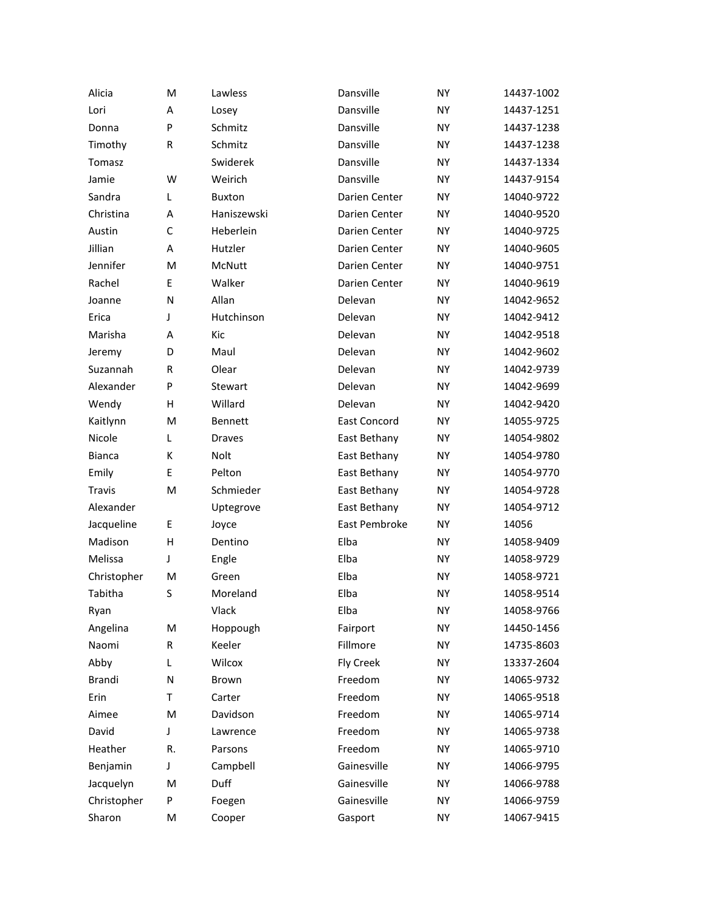| | | | | | |
|---|---|---|---|---|---|
| Alicia | M | Lawless | Dansville | NY | 14437-1002 |
| Lori | A | Losey | Dansville | NY | 14437-1251 |
| Donna | P | Schmitz | Dansville | NY | 14437-1238 |
| Timothy | R | Schmitz | Dansville | NY | 14437-1238 |
| Tomasz | | Swiderek | Dansville | NY | 14437-1334 |
| Jamie | W | Weirich | Dansville | NY | 14437-9154 |
| Sandra | L | Buxton | Darien Center | NY | 14040-9722 |
| Christina | A | Haniszewski | Darien Center | NY | 14040-9520 |
| Austin | C | Heberlein | Darien Center | NY | 14040-9725 |
| Jillian | A | Hutzler | Darien Center | NY | 14040-9605 |
| Jennifer | M | McNutt | Darien Center | NY | 14040-9751 |
| Rachel | E | Walker | Darien Center | NY | 14040-9619 |
| Joanne | N | Allan | Delevan | NY | 14042-9652 |
| Erica | J | Hutchinson | Delevan | NY | 14042-9412 |
| Marisha | A | Kic | Delevan | NY | 14042-9518 |
| Jeremy | D | Maul | Delevan | NY | 14042-9602 |
| Suzannah | R | Olear | Delevan | NY | 14042-9739 |
| Alexander | P | Stewart | Delevan | NY | 14042-9699 |
| Wendy | H | Willard | Delevan | NY | 14042-9420 |
| Kaitlynn | M | Bennett | East Concord | NY | 14055-9725 |
| Nicole | L | Draves | East Bethany | NY | 14054-9802 |
| Bianca | K | Nolt | East Bethany | NY | 14054-9780 |
| Emily | E | Pelton | East Bethany | NY | 14054-9770 |
| Travis | M | Schmieder | East Bethany | NY | 14054-9728 |
| Alexander | | Uptegrove | East Bethany | NY | 14054-9712 |
| Jacqueline | E | Joyce | East Pembroke | NY | 14056 |
| Madison | H | Dentino | Elba | NY | 14058-9409 |
| Melissa | J | Engle | Elba | NY | 14058-9729 |
| Christopher | M | Green | Elba | NY | 14058-9721 |
| Tabitha | S | Moreland | Elba | NY | 14058-9514 |
| Ryan | | Vlack | Elba | NY | 14058-9766 |
| Angelina | M | Hoppough | Fairport | NY | 14450-1456 |
| Naomi | R | Keeler | Fillmore | NY | 14735-8603 |
| Abby | L | Wilcox | Fly Creek | NY | 13337-2604 |
| Brandi | N | Brown | Freedom | NY | 14065-9732 |
| Erin | T | Carter | Freedom | NY | 14065-9518 |
| Aimee | M | Davidson | Freedom | NY | 14065-9714 |
| David | J | Lawrence | Freedom | NY | 14065-9738 |
| Heather | R. | Parsons | Freedom | NY | 14065-9710 |
| Benjamin | J | Campbell | Gainesville | NY | 14066-9795 |
| Jacquelyn | M | Duff | Gainesville | NY | 14066-9788 |
| Christopher | P | Foegen | Gainesville | NY | 14066-9759 |
| Sharon | M | Cooper | Gasport | NY | 14067-9415 |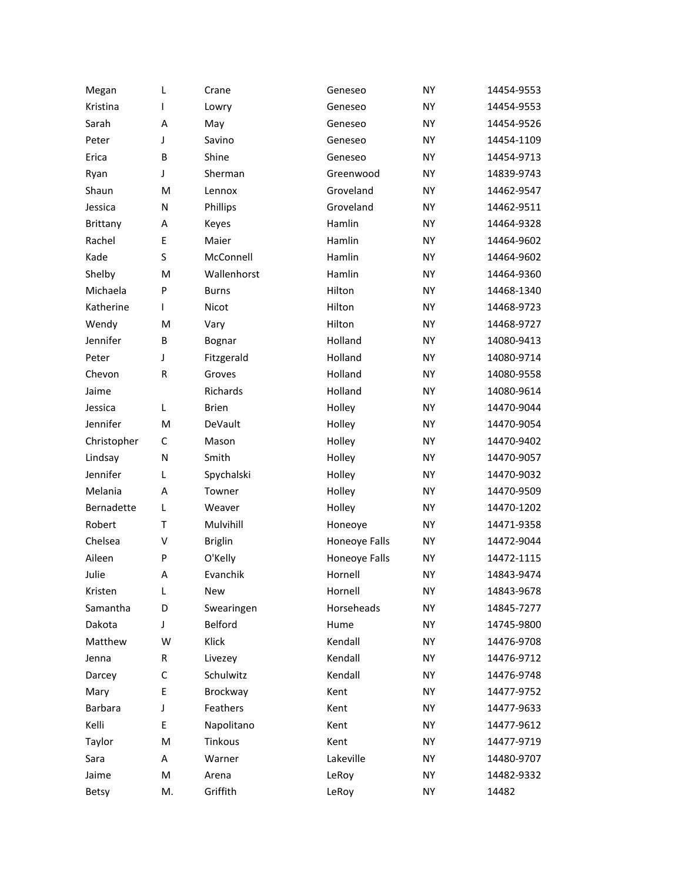| | | | | | |
|---|---|---|---|---|---|
| Megan | L | Crane | Geneseo | NY | 14454-9553 |
| Kristina | I | Lowry | Geneseo | NY | 14454-9553 |
| Sarah | A | May | Geneseo | NY | 14454-9526 |
| Peter | J | Savino | Geneseo | NY | 14454-1109 |
| Erica | B | Shine | Geneseo | NY | 14454-9713 |
| Ryan | J | Sherman | Greenwood | NY | 14839-9743 |
| Shaun | M | Lennox | Groveland | NY | 14462-9547 |
| Jessica | N | Phillips | Groveland | NY | 14462-9511 |
| Brittany | A | Keyes | Hamlin | NY | 14464-9328 |
| Rachel | E | Maier | Hamlin | NY | 14464-9602 |
| Kade | S | McConnell | Hamlin | NY | 14464-9602 |
| Shelby | M | Wallenhorst | Hamlin | NY | 14464-9360 |
| Michaela | P | Burns | Hilton | NY | 14468-1340 |
| Katherine | I | Nicot | Hilton | NY | 14468-9723 |
| Wendy | M | Vary | Hilton | NY | 14468-9727 |
| Jennifer | B | Bognar | Holland | NY | 14080-9413 |
| Peter | J | Fitzgerald | Holland | NY | 14080-9714 |
| Chevon | R | Groves | Holland | NY | 14080-9558 |
| Jaime | | Richards | Holland | NY | 14080-9614 |
| Jessica | L | Brien | Holley | NY | 14470-9044 |
| Jennifer | M | DeVault | Holley | NY | 14470-9054 |
| Christopher | C | Mason | Holley | NY | 14470-9402 |
| Lindsay | N | Smith | Holley | NY | 14470-9057 |
| Jennifer | L | Spychalski | Holley | NY | 14470-9032 |
| Melania | A | Towner | Holley | NY | 14470-9509 |
| Bernadette | L | Weaver | Holley | NY | 14470-1202 |
| Robert | T | Mulvihill | Honeoye | NY | 14471-9358 |
| Chelsea | V | Briglin | Honeoye Falls | NY | 14472-9044 |
| Aileen | P | O'Kelly | Honeoye Falls | NY | 14472-1115 |
| Julie | A | Evanchik | Hornell | NY | 14843-9474 |
| Kristen | L | New | Hornell | NY | 14843-9678 |
| Samantha | D | Swearingen | Horseheads | NY | 14845-7277 |
| Dakota | J | Belford | Hume | NY | 14745-9800 |
| Matthew | W | Klick | Kendall | NY | 14476-9708 |
| Jenna | R | Livezey | Kendall | NY | 14476-9712 |
| Darcey | C | Schulwitz | Kendall | NY | 14476-9748 |
| Mary | E | Brockway | Kent | NY | 14477-9752 |
| Barbara | J | Feathers | Kent | NY | 14477-9633 |
| Kelli | E | Napolitano | Kent | NY | 14477-9612 |
| Taylor | M | Tinkous | Kent | NY | 14477-9719 |
| Sara | A | Warner | Lakeville | NY | 14480-9707 |
| Jaime | M | Arena | LeRoy | NY | 14482-9332 |
| Betsy | M. | Griffith | LeRoy | NY | 14482 |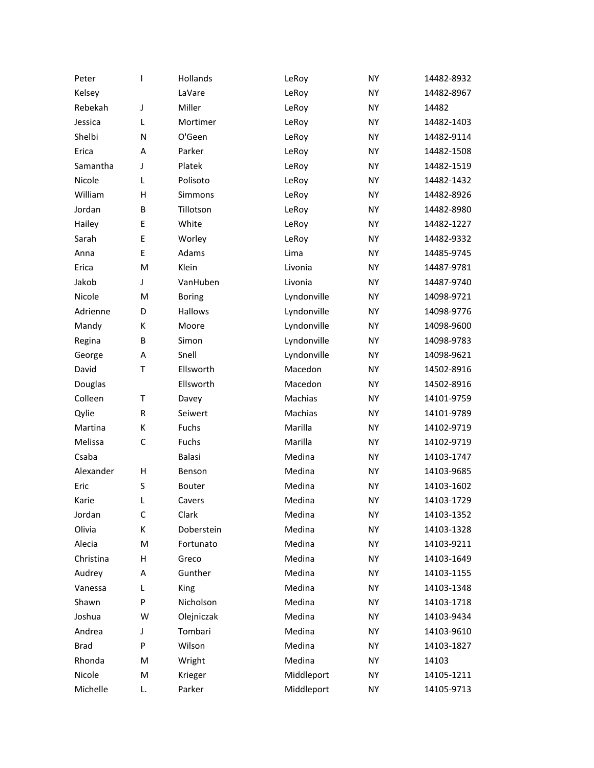| | | | | | |
|---|---|---|---|---|---|
| Peter | I | Hollands | LeRoy | NY | 14482-8932 |
| Kelsey | | LaVare | LeRoy | NY | 14482-8967 |
| Rebekah | J | Miller | LeRoy | NY | 14482 |
| Jessica | L | Mortimer | LeRoy | NY | 14482-1403 |
| Shelbi | N | O'Geen | LeRoy | NY | 14482-9114 |
| Erica | A | Parker | LeRoy | NY | 14482-1508 |
| Samantha | J | Platek | LeRoy | NY | 14482-1519 |
| Nicole | L | Polisoto | LeRoy | NY | 14482-1432 |
| William | H | Simmons | LeRoy | NY | 14482-8926 |
| Jordan | B | Tillotson | LeRoy | NY | 14482-8980 |
| Hailey | E | White | LeRoy | NY | 14482-1227 |
| Sarah | E | Worley | LeRoy | NY | 14482-9332 |
| Anna | E | Adams | Lima | NY | 14485-9745 |
| Erica | M | Klein | Livonia | NY | 14487-9781 |
| Jakob | J | VanHuben | Livonia | NY | 14487-9740 |
| Nicole | M | Boring | Lyndonville | NY | 14098-9721 |
| Adrienne | D | Hallows | Lyndonville | NY | 14098-9776 |
| Mandy | K | Moore | Lyndonville | NY | 14098-9600 |
| Regina | B | Simon | Lyndonville | NY | 14098-9783 |
| George | A | Snell | Lyndonville | NY | 14098-9621 |
| David | T | Ellsworth | Macedon | NY | 14502-8916 |
| Douglas | | Ellsworth | Macedon | NY | 14502-8916 |
| Colleen | T | Davey | Machias | NY | 14101-9759 |
| Qylie | R | Seiwert | Machias | NY | 14101-9789 |
| Martina | K | Fuchs | Marilla | NY | 14102-9719 |
| Melissa | C | Fuchs | Marilla | NY | 14102-9719 |
| Csaba | | Balasi | Medina | NY | 14103-1747 |
| Alexander | H | Benson | Medina | NY | 14103-9685 |
| Eric | S | Bouter | Medina | NY | 14103-1602 |
| Karie | L | Cavers | Medina | NY | 14103-1729 |
| Jordan | C | Clark | Medina | NY | 14103-1352 |
| Olivia | K | Doberstein | Medina | NY | 14103-1328 |
| Alecia | M | Fortunato | Medina | NY | 14103-9211 |
| Christina | H | Greco | Medina | NY | 14103-1649 |
| Audrey | A | Gunther | Medina | NY | 14103-1155 |
| Vanessa | L | King | Medina | NY | 14103-1348 |
| Shawn | P | Nicholson | Medina | NY | 14103-1718 |
| Joshua | W | Olejniczak | Medina | NY | 14103-9434 |
| Andrea | J | Tombari | Medina | NY | 14103-9610 |
| Brad | P | Wilson | Medina | NY | 14103-1827 |
| Rhonda | M | Wright | Medina | NY | 14103 |
| Nicole | M | Krieger | Middleport | NY | 14105-1211 |
| Michelle | L. | Parker | Middleport | NY | 14105-9713 |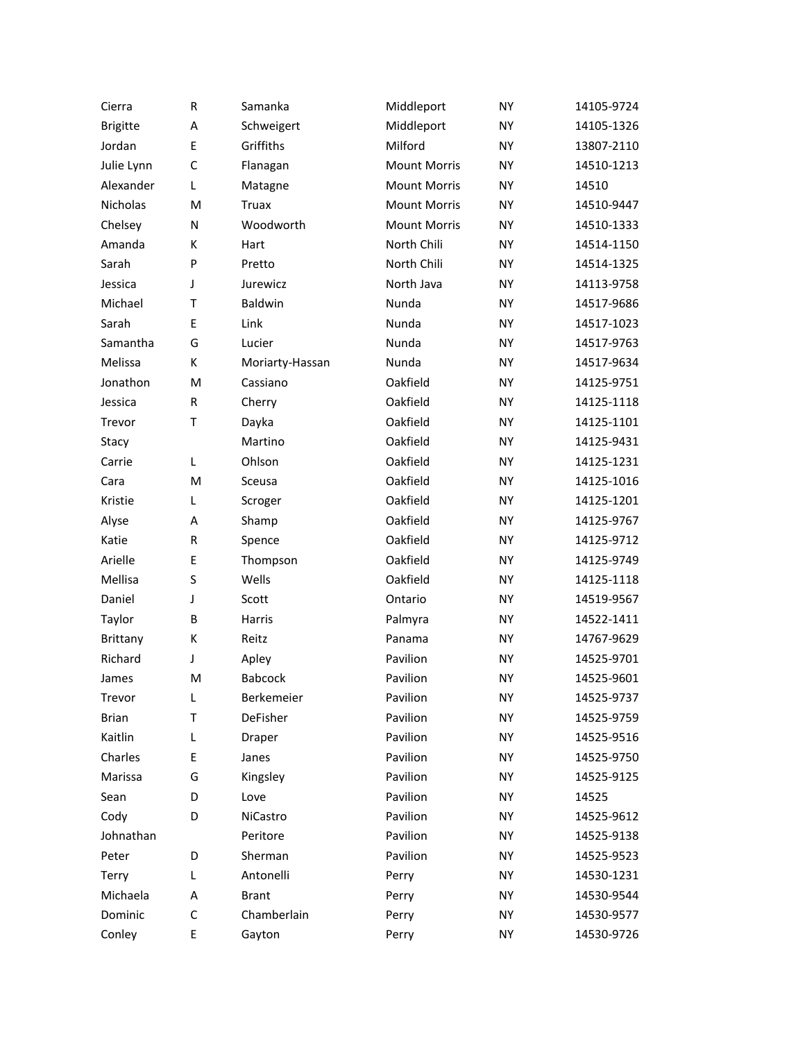| | | | | | |
|---|---|---|---|---|---|
| Cierra | R | Samanka | Middleport | NY | 14105-9724 |
| Brigitte | A | Schweigert | Middleport | NY | 14105-1326 |
| Jordan | E | Griffiths | Milford | NY | 13807-2110 |
| Julie Lynn | C | Flanagan | Mount Morris | NY | 14510-1213 |
| Alexander | L | Matagne | Mount Morris | NY | 14510 |
| Nicholas | M | Truax | Mount Morris | NY | 14510-9447 |
| Chelsey | N | Woodworth | Mount Morris | NY | 14510-1333 |
| Amanda | K | Hart | North Chili | NY | 14514-1150 |
| Sarah | P | Pretto | North Chili | NY | 14514-1325 |
| Jessica | J | Jurewicz | North Java | NY | 14113-9758 |
| Michael | T | Baldwin | Nunda | NY | 14517-9686 |
| Sarah | E | Link | Nunda | NY | 14517-1023 |
| Samantha | G | Lucier | Nunda | NY | 14517-9763 |
| Melissa | K | Moriarty-Hassan | Nunda | NY | 14517-9634 |
| Jonathon | M | Cassiano | Oakfield | NY | 14125-9751 |
| Jessica | R | Cherry | Oakfield | NY | 14125-1118 |
| Trevor | T | Dayka | Oakfield | NY | 14125-1101 |
| Stacy | | Martino | Oakfield | NY | 14125-9431 |
| Carrie | L | Ohlson | Oakfield | NY | 14125-1231 |
| Cara | M | Sceusa | Oakfield | NY | 14125-1016 |
| Kristie | L | Scroger | Oakfield | NY | 14125-1201 |
| Alyse | A | Shamp | Oakfield | NY | 14125-9767 |
| Katie | R | Spence | Oakfield | NY | 14125-9712 |
| Arielle | E | Thompson | Oakfield | NY | 14125-9749 |
| Mellisa | S | Wells | Oakfield | NY | 14125-1118 |
| Daniel | J | Scott | Ontario | NY | 14519-9567 |
| Taylor | B | Harris | Palmyra | NY | 14522-1411 |
| Brittany | K | Reitz | Panama | NY | 14767-9629 |
| Richard | J | Apley | Pavilion | NY | 14525-9701 |
| James | M | Babcock | Pavilion | NY | 14525-9601 |
| Trevor | L | Berkemeier | Pavilion | NY | 14525-9737 |
| Brian | T | DeFisher | Pavilion | NY | 14525-9759 |
| Kaitlin | L | Draper | Pavilion | NY | 14525-9516 |
| Charles | E | Janes | Pavilion | NY | 14525-9750 |
| Marissa | G | Kingsley | Pavilion | NY | 14525-9125 |
| Sean | D | Love | Pavilion | NY | 14525 |
| Cody | D | NiCastro | Pavilion | NY | 14525-9612 |
| Johnathan | | Peritore | Pavilion | NY | 14525-9138 |
| Peter | D | Sherman | Pavilion | NY | 14525-9523 |
| Terry | L | Antonelli | Perry | NY | 14530-1231 |
| Michaela | A | Brant | Perry | NY | 14530-9544 |
| Dominic | C | Chamberlain | Perry | NY | 14530-9577 |
| Conley | E | Gayton | Perry | NY | 14530-9726 |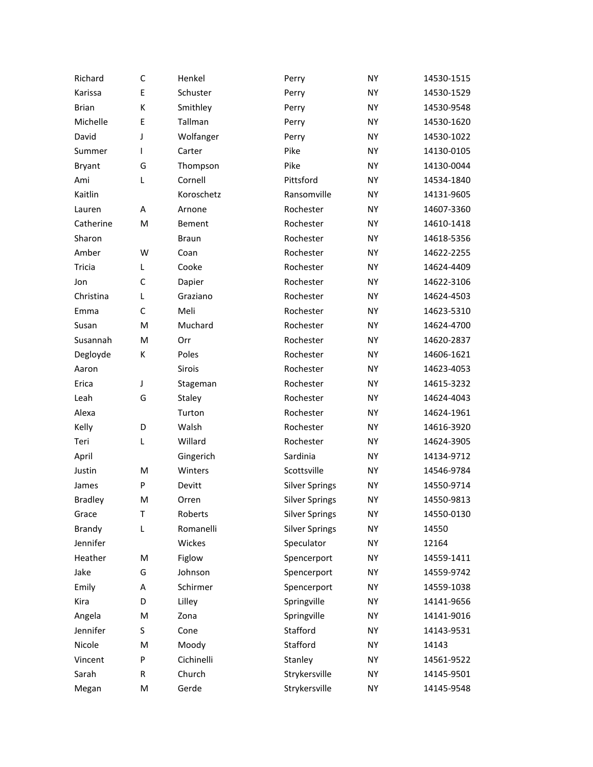| | | | | | |
|---|---|---|---|---|---|
| Richard | C | Henkel | Perry | NY | 14530-1515 |
| Karissa | E | Schuster | Perry | NY | 14530-1529 |
| Brian | K | Smithley | Perry | NY | 14530-9548 |
| Michelle | E | Tallman | Perry | NY | 14530-1620 |
| David | J | Wolfanger | Perry | NY | 14530-1022 |
| Summer | I | Carter | Pike | NY | 14130-0105 |
| Bryant | G | Thompson | Pike | NY | 14130-0044 |
| Ami | L | Cornell | Pittsford | NY | 14534-1840 |
| Kaitlin | | Koroschetz | Ransomville | NY | 14131-9605 |
| Lauren | A | Arnone | Rochester | NY | 14607-3360 |
| Catherine | M | Bement | Rochester | NY | 14610-1418 |
| Sharon | | Braun | Rochester | NY | 14618-5356 |
| Amber | W | Coan | Rochester | NY | 14622-2255 |
| Tricia | L | Cooke | Rochester | NY | 14624-4409 |
| Jon | C | Dapier | Rochester | NY | 14622-3106 |
| Christina | L | Graziano | Rochester | NY | 14624-4503 |
| Emma | C | Meli | Rochester | NY | 14623-5310 |
| Susan | M | Muchard | Rochester | NY | 14624-4700 |
| Susannah | M | Orr | Rochester | NY | 14620-2837 |
| Degloyde | K | Poles | Rochester | NY | 14606-1621 |
| Aaron | | Sirois | Rochester | NY | 14623-4053 |
| Erica | J | Stageman | Rochester | NY | 14615-3232 |
| Leah | G | Staley | Rochester | NY | 14624-4043 |
| Alexa | | Turton | Rochester | NY | 14624-1961 |
| Kelly | D | Walsh | Rochester | NY | 14616-3920 |
| Teri | L | Willard | Rochester | NY | 14624-3905 |
| April | | Gingerich | Sardinia | NY | 14134-9712 |
| Justin | M | Winters | Scottsville | NY | 14546-9784 |
| James | P | Devitt | Silver Springs | NY | 14550-9714 |
| Bradley | M | Orren | Silver Springs | NY | 14550-9813 |
| Grace | T | Roberts | Silver Springs | NY | 14550-0130 |
| Brandy | L | Romanelli | Silver Springs | NY | 14550 |
| Jennifer | | Wickes | Speculator | NY | 12164 |
| Heather | M | Figlow | Spencerport | NY | 14559-1411 |
| Jake | G | Johnson | Spencerport | NY | 14559-9742 |
| Emily | A | Schirmer | Spencerport | NY | 14559-1038 |
| Kira | D | Lilley | Springville | NY | 14141-9656 |
| Angela | M | Zona | Springville | NY | 14141-9016 |
| Jennifer | S | Cone | Stafford | NY | 14143-9531 |
| Nicole | M | Moody | Stafford | NY | 14143 |
| Vincent | P | Cichinelli | Stanley | NY | 14561-9522 |
| Sarah | R | Church | Strykersville | NY | 14145-9501 |
| Megan | M | Gerde | Strykersville | NY | 14145-9548 |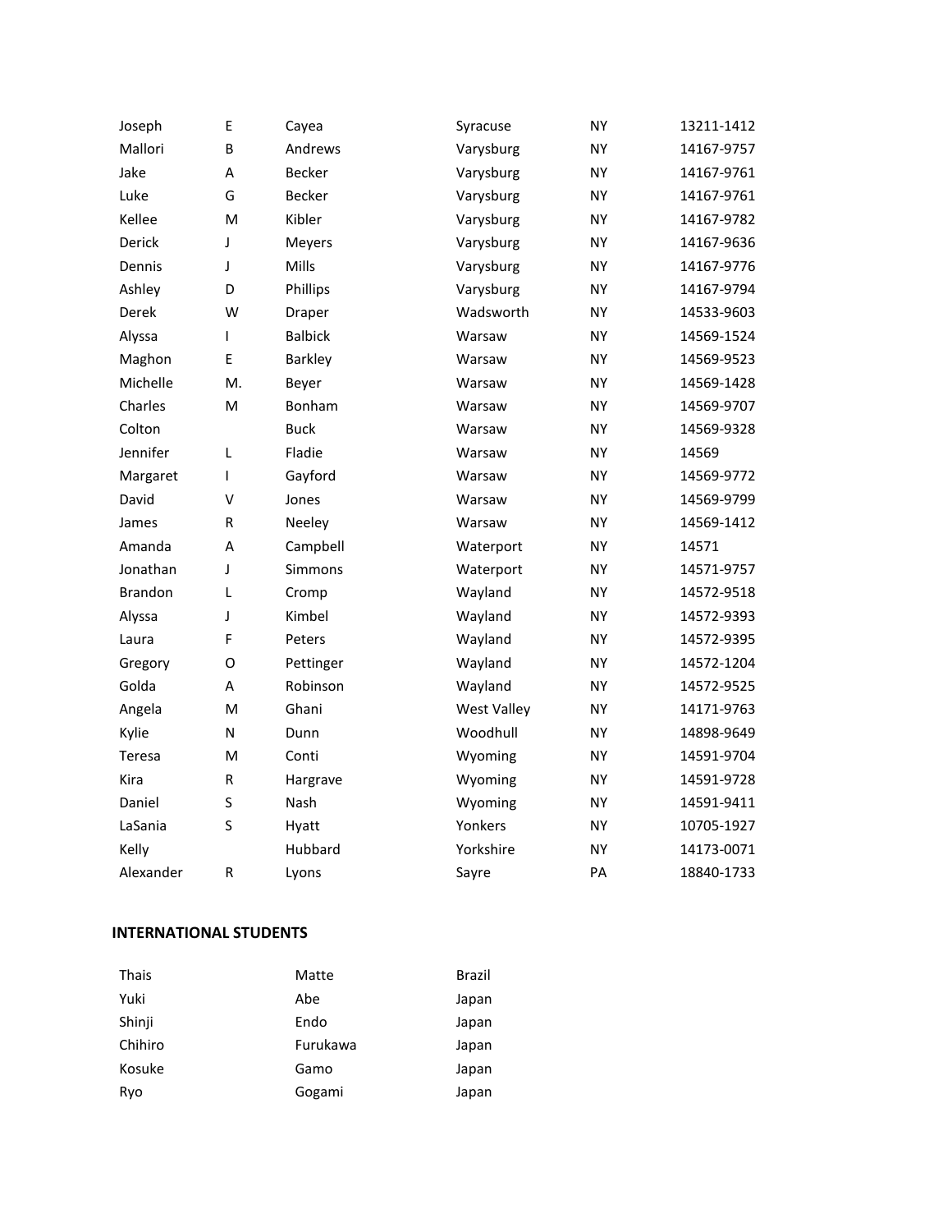| | | | | | |
|---|---|---|---|---|---|
| Joseph | E | Cayea | Syracuse | NY | 13211-1412 |
| Mallori | B | Andrews | Varysburg | NY | 14167-9757 |
| Jake | A | Becker | Varysburg | NY | 14167-9761 |
| Luke | G | Becker | Varysburg | NY | 14167-9761 |
| Kellee | M | Kibler | Varysburg | NY | 14167-9782 |
| Derick | J | Meyers | Varysburg | NY | 14167-9636 |
| Dennis | J | Mills | Varysburg | NY | 14167-9776 |
| Ashley | D | Phillips | Varysburg | NY | 14167-9794 |
| Derek | W | Draper | Wadsworth | NY | 14533-9603 |
| Alyssa | I | Balbick | Warsaw | NY | 14569-1524 |
| Maghon | E | Barkley | Warsaw | NY | 14569-9523 |
| Michelle | M. | Beyer | Warsaw | NY | 14569-1428 |
| Charles | M | Bonham | Warsaw | NY | 14569-9707 |
| Colton | | Buck | Warsaw | NY | 14569-9328 |
| Jennifer | L | Fladie | Warsaw | NY | 14569 |
| Margaret | I | Gayford | Warsaw | NY | 14569-9772 |
| David | V | Jones | Warsaw | NY | 14569-9799 |
| James | R | Neeley | Warsaw | NY | 14569-1412 |
| Amanda | A | Campbell | Waterport | NY | 14571 |
| Jonathan | J | Simmons | Waterport | NY | 14571-9757 |
| Brandon | L | Cromp | Wayland | NY | 14572-9518 |
| Alyssa | J | Kimbel | Wayland | NY | 14572-9393 |
| Laura | F | Peters | Wayland | NY | 14572-9395 |
| Gregory | O | Pettinger | Wayland | NY | 14572-1204 |
| Golda | A | Robinson | Wayland | NY | 14572-9525 |
| Angela | M | Ghani | West Valley | NY | 14171-9763 |
| Kylie | N | Dunn | Woodhull | NY | 14898-9649 |
| Teresa | M | Conti | Wyoming | NY | 14591-9704 |
| Kira | R | Hargrave | Wyoming | NY | 14591-9728 |
| Daniel | S | Nash | Wyoming | NY | 14591-9411 |
| LaSania | S | Hyatt | Yonkers | NY | 10705-1927 |
| Kelly | | Hubbard | Yorkshire | NY | 14173-0071 |
| Alexander | R | Lyons | Sayre | PA | 18840-1733 |

**INTERNATIONAL STUDENTS**

| | | |
|---|---|---|
| Thais | Matte | Brazil |
| Yuki | Abe | Japan |
| Shinji | Endo | Japan |
| Chihiro | Furukawa | Japan |
| Kosuke | Gamo | Japan |
| Ryo | Gogami | Japan |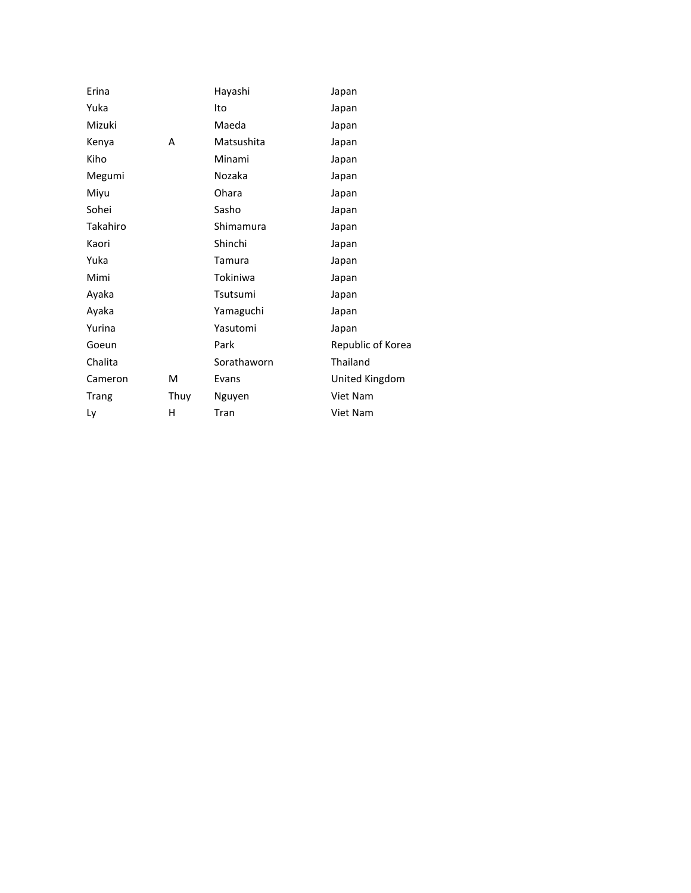| | | | |
|---|---|---|---|
| Erina | | Hayashi | Japan |
| Yuka | | Ito | Japan |
| Mizuki | | Maeda | Japan |
| Kenya | A | Matsushita | Japan |
| Kiho | | Minami | Japan |
| Megumi | | Nozaka | Japan |
| Miyu | | Ohara | Japan |
| Sohei | | Sasho | Japan |
| Takahiro | | Shimamura | Japan |
| Kaori | | Shinchi | Japan |
| Yuka | | Tamura | Japan |
| Mimi | | Tokiniwa | Japan |
| Ayaka | | Tsutsumi | Japan |
| Ayaka | | Yamaguchi | Japan |
| Yurina | | Yasutomi | Japan |
| Goeun | | Park | Republic of Korea |
| Chalita | | Sorathaworn | Thailand |
| Cameron | M | Evans | United Kingdom |
| Trang | Thuy | Nguyen | Viet Nam |
| Ly | H | Tran | Viet Nam |